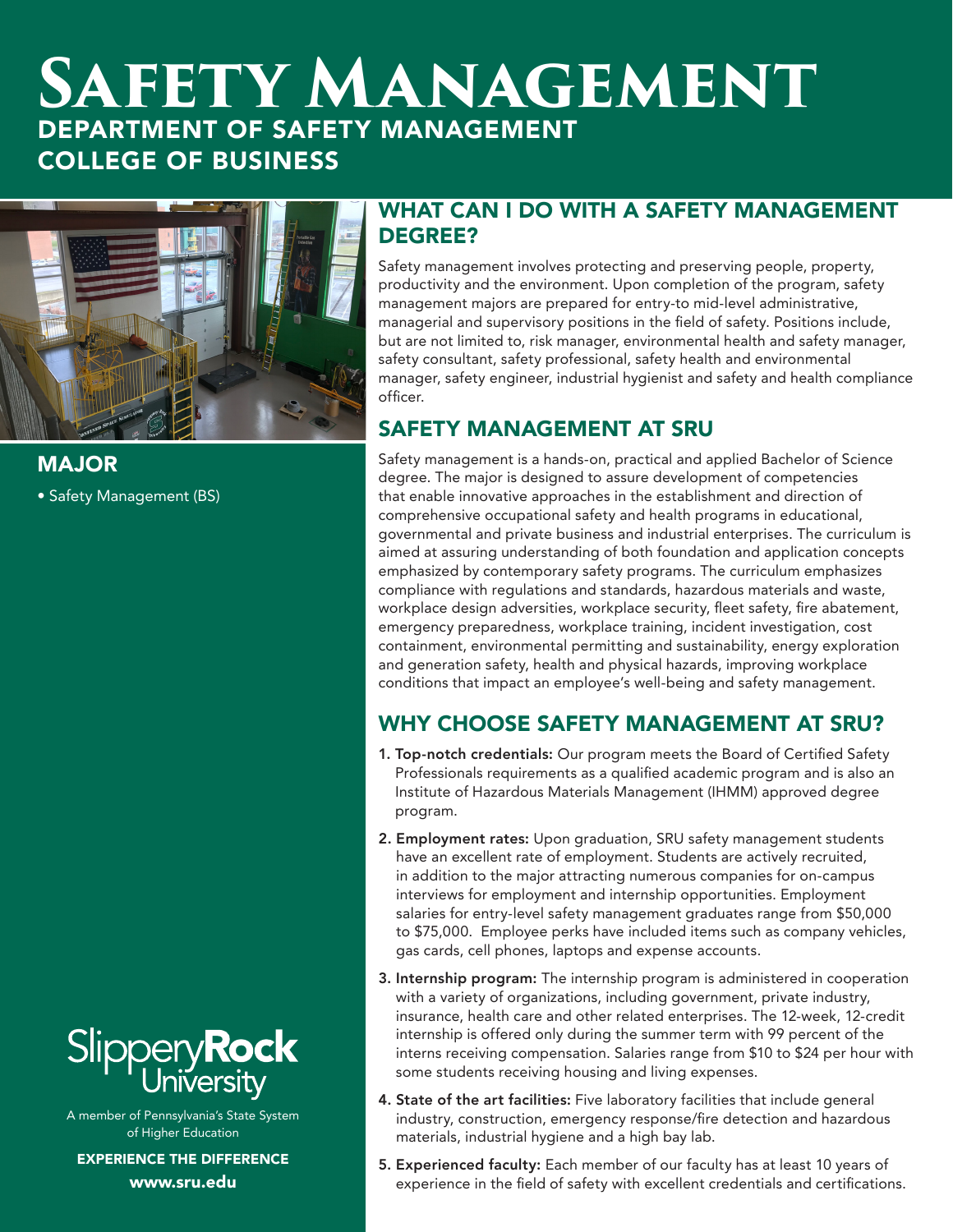# Safety Management

## DEPARTMENT OF SAFETY MANAGEMENT
## COLLEGE OF BUSINESS

## MAJOR

- Safety Management (BS)

## WHAT CAN I DO WITH A SAFETY MANAGEMENT DEGREE?

Safety management involves protecting and preserving people, property, productivity and the environment. Upon completion of the program, safety management majors are prepared for entry-to mid-level administrative, managerial and supervisory positions in the field of safety. Positions include, but are not limited to, risk manager, environmental health and safety manager, safety consultant, safety professional, safety health and environmental manager, safety engineer, industrial hygienist and safety and health compliance officer.

## SAFETY MANAGEMENT AT SRU

Safety management is a hands-on, practical and applied Bachelor of Science degree. The major is designed to assure development of competencies that enable innovative approaches in the establishment and direction of comprehensive occupational safety and health programs in educational, governmental and private business and industrial enterprises. The curriculum is aimed at assuring understanding of both foundation and application concepts emphasized by contemporary safety programs. The curriculum emphasizes compliance with regulations and standards, hazardous materials and waste, workplace design adversities, workplace security, fleet safety, fire abatement, emergency preparedness, workplace training, incident investigation, cost containment, environmental permitting and sustainability, energy exploration and generation safety, health and physical hazards, improving workplace conditions that impact an employee's well-being and safety management.

## WHY CHOOSE SAFETY MANAGEMENT AT SRU?

1. **Top-notch credentials:** Our program meets the Board of Certified Safety Professionals requirements as a qualified academic program and is also an Institute of Hazardous Materials Management (IHMM) approved degree program.
2. **Employment rates:** Upon graduation, SRU safety management students have an excellent rate of employment. Students are actively recruited, in addition to the major attracting numerous companies for on-campus interviews for employment and internship opportunities. Employment salaries for entry-level safety management graduates range from $50,000 to $75,000. Employee perks have included items such as company vehicles, gas cards, cell phones, laptops and expense accounts.
3. **Internship program:** The internship program is administered in cooperation with a variety of organizations, including government, private industry, insurance, health care and other related enterprises. The 12-week, 12-credit internship is offered only during the summer term with 99 percent of the interns receiving compensation. Salaries range from $10 to $24 per hour with some students receiving housing and living expenses.
4. **State of the art facilities:** Five laboratory facilities that include general industry, construction, emergency response/fire detection and hazardous materials, industrial hygiene and a high bay lab.
5. **Experienced faculty:** Each member of our faculty has at least 10 years of experience in the field of safety with excellent credentials and certifications.

Slippery Rock University

A member of Pennsylvania's State System of Higher Education

**EXPERIENCE THE DIFFERENCE**

**www.sru.edu**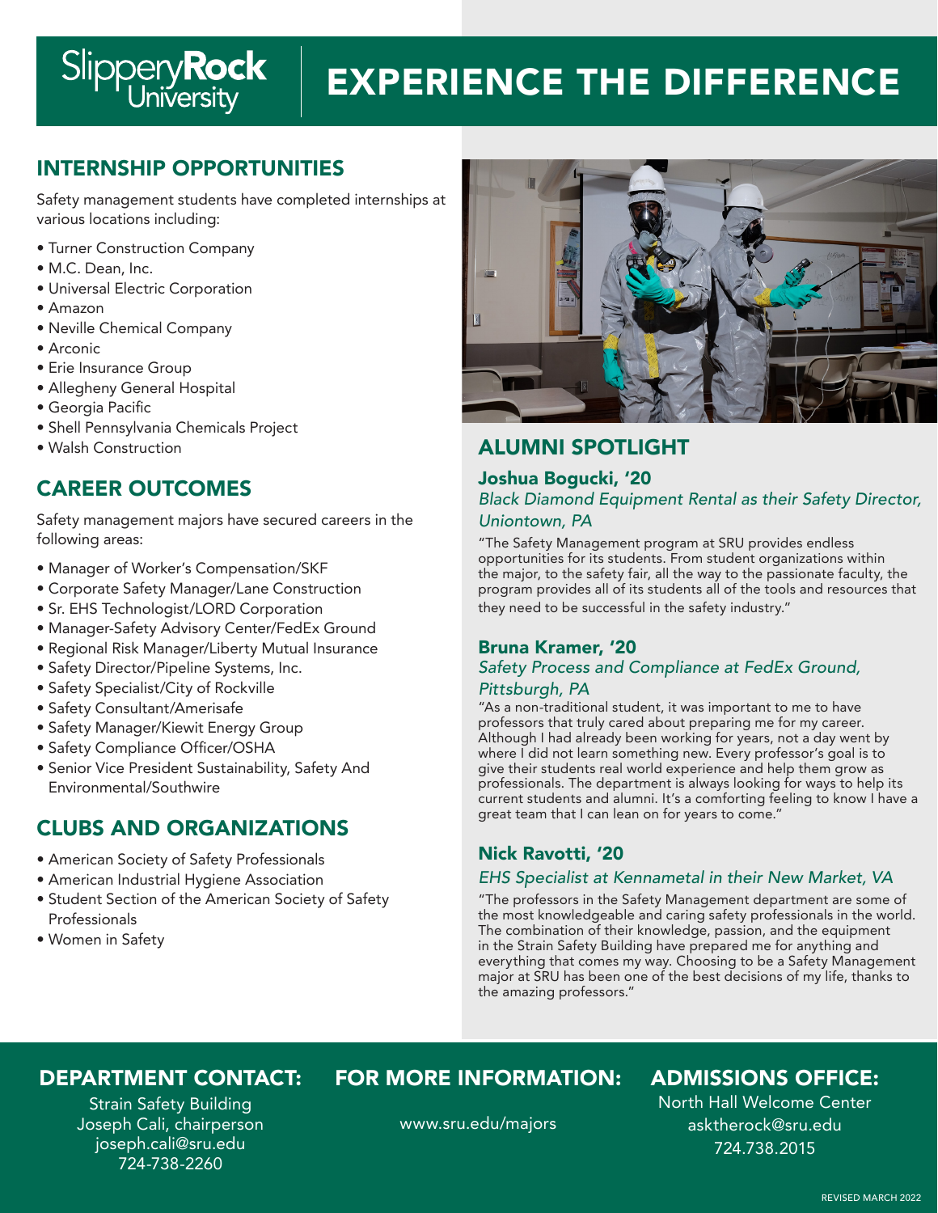SlipperyRock University

# EXPERIENCE THE DIFFERENCE

## INTERNSHIP OPPORTUNITIES

Safety management students have completed internships at various locations including:

- Turner Construction Company
- M.C. Dean, Inc.
- Universal Electric Corporation
- Amazon
- Neville Chemical Company
- Arconic
- Erie Insurance Group
- Allegheny General Hospital
- Georgia Pacific
- Shell Pennsylvania Chemicals Project
- Walsh Construction

## CAREER OUTCOMES

Safety management majors have secured careers in the following areas:

- Manager of Worker's Compensation/SKF
- Corporate Safety Manager/Lane Construction
- Sr. EHS Technologist/LORD Corporation
- Manager-Safety Advisory Center/FedEx Ground
- Regional Risk Manager/Liberty Mutual Insurance
- Safety Director/Pipeline Systems, Inc.
- Safety Specialist/City of Rockville
- Safety Consultant/Amerisafe
- Safety Manager/Kiewit Energy Group
- Safety Compliance Officer/OSHA
- Senior Vice President Sustainability, Safety And Environmental/Southwire

## CLUBS AND ORGANIZATIONS

- American Society of Safety Professionals
- American Industrial Hygiene Association
- Student Section of the American Society of Safety Professionals
- Women in Safety

## ALUMNI SPOTLIGHT

### Joshua Bogucki, '20

*Black Diamond Equipment Rental as their Safety Director, Uniontown, PA*

"The Safety Management program at SRU provides endless opportunities for its students. From student organizations within the major, to the safety fair, all the way to the passionate faculty, the program provides all of its students all of the tools and resources that they need to be successful in the safety industry."

### Bruna Kramer, '20

*Safety Process and Compliance at FedEx Ground, Pittsburgh, PA*

"As a non-traditional student, it was important to me to have professors that truly cared about preparing me for my career. Although I had already been working for years, not a day went by where I did not learn something new. Every professor's goal is to give their students real world experience and help them grow as professionals. The department is always looking for ways to help its current students and alumni. It's a comforting feeling to know I have a great team that I can lean on for years to come."

### Nick Ravotti, '20

*EHS Specialist at Kennametal in their New Market, VA*

"The professors in the Safety Management department are some of the most knowledgeable and caring safety professionals in the world. The combination of their knowledge, passion, and the equipment in the Strain Safety Building have prepared me for anything and everything that comes my way. Choosing to be a Safety Management major at SRU has been one of the best decisions of my life, thanks to the amazing professors."

## DEPARTMENT CONTACT:

Strain Safety Building
Joseph Cali, chairperson
joseph.cali@sru.edu
724-738-2260

## FOR MORE INFORMATION:

www.sru.edu/majors

## ADMISSIONS OFFICE:

North Hall Welcome Center
asktherock@sru.edu
724.738.2015

REVISED MARCH 2022